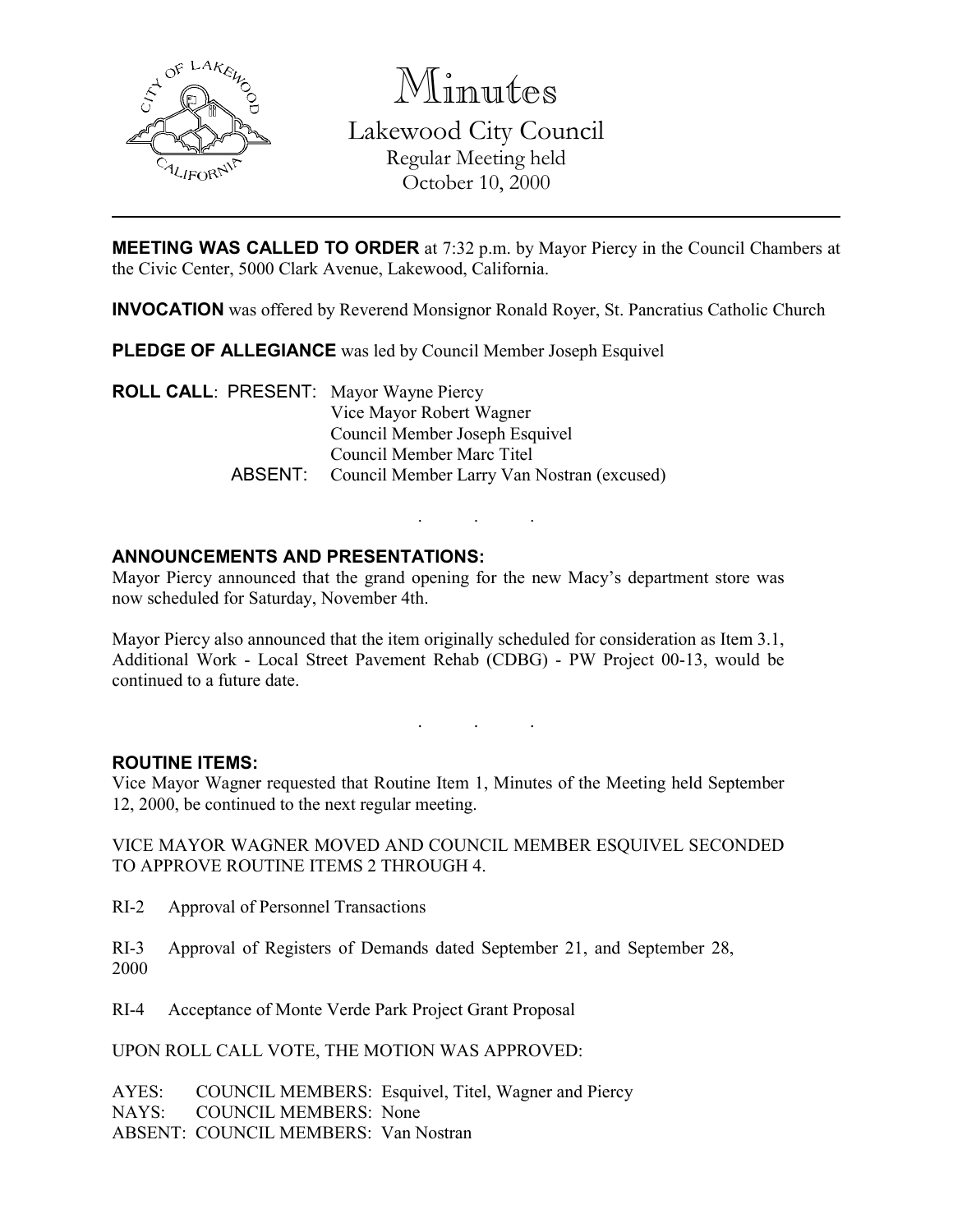# Minutes

## Lakewood City Council

Regular Meeting held
October 10, 2000

---

**MEETING WAS CALLED TO ORDER** at 7:32 p.m. by Mayor Piercy in the Council Chambers at the Civic Center, 5000 Clark Avenue, Lakewood, California.

**INVOCATION** was offered by Reverend Monsignor Ronald Royer, St. Pancratius Catholic Church

**PLEDGE OF ALLEGIANCE** was led by Council Member Joseph Esquivel

**ROLL CALL**: PRESENT: Mayor Wayne Piercy
Vice Mayor Robert Wagner
Council Member Joseph Esquivel
Council Member Marc Titel
ABSENT: Council Member Larry Van Nostran (excused)

. . .

**ANNOUNCEMENTS AND PRESENTATIONS:**

Mayor Piercy announced that the grand opening for the new Macy's department store was now scheduled for Saturday, November 4th.

Mayor Piercy also announced that the item originally scheduled for consideration as Item 3.1, Additional Work - Local Street Pavement Rehab (CDBG) - PW Project 00-13, would be continued to a future date.

. . .

**ROUTINE ITEMS:**

Vice Mayor Wagner requested that Routine Item 1, Minutes of the Meeting held September 12, 2000, be continued to the next regular meeting.

VICE MAYOR WAGNER MOVED AND COUNCIL MEMBER ESQUIVEL SECONDED TO APPROVE ROUTINE ITEMS 2 THROUGH 4.

RI-2 Approval of Personnel Transactions

RI-3 Approval of Registers of Demands dated September 21, and September 28, 2000

RI-4 Acceptance of Monte Verde Park Project Grant Proposal

UPON ROLL CALL VOTE, THE MOTION WAS APPROVED:

AYES: COUNCIL MEMBERS: Esquivel, Titel, Wagner and Piercy
NAYS: COUNCIL MEMBERS: None
ABSENT: COUNCIL MEMBERS: Van Nostran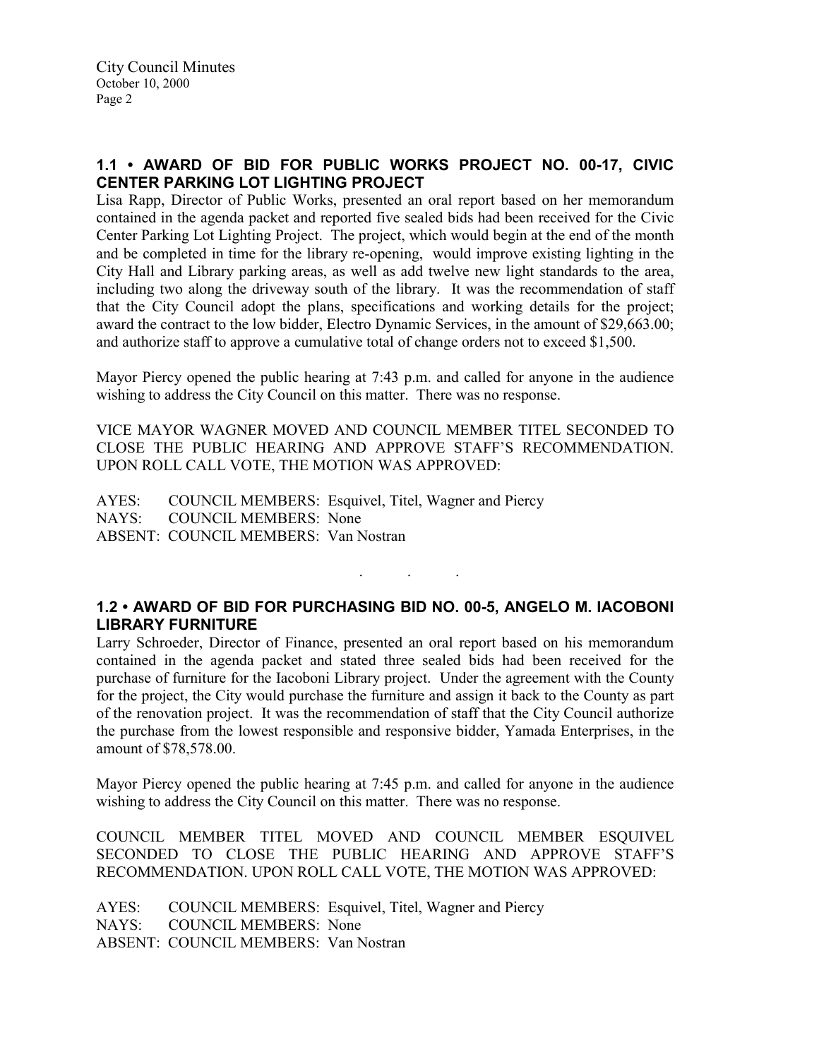## 1.1 • AWARD OF BID FOR PUBLIC WORKS PROJECT NO. 00-17, CIVIC CENTER PARKING LOT LIGHTING PROJECT

Lisa Rapp, Director of Public Works, presented an oral report based on her memorandum contained in the agenda packet and reported five sealed bids had been received for the Civic Center Parking Lot Lighting Project. The project, which would begin at the end of the month and be completed in time for the library re-opening, would improve existing lighting in the City Hall and Library parking areas, as well as add twelve new light standards to the area, including two along the driveway south of the library. It was the recommendation of staff that the City Council adopt the plans, specifications and working details for the project; award the contract to the low bidder, Electro Dynamic Services, in the amount of $29,663.00; and authorize staff to approve a cumulative total of change orders not to exceed $1,500.

Mayor Piercy opened the public hearing at 7:43 p.m. and called for anyone in the audience wishing to address the City Council on this matter. There was no response.

VICE MAYOR WAGNER MOVED AND COUNCIL MEMBER TITEL SECONDED TO CLOSE THE PUBLIC HEARING AND APPROVE STAFF'S RECOMMENDATION. UPON ROLL CALL VOTE, THE MOTION WAS APPROVED:

AYES: COUNCIL MEMBERS: Esquivel, Titel, Wagner and Piercy
NAYS: COUNCIL MEMBERS: None
ABSENT: COUNCIL MEMBERS: Van Nostran

. . .

## 1.2 • AWARD OF BID FOR PURCHASING BID NO. 00-5, ANGELO M. IACOBONI LIBRARY FURNITURE

Larry Schroeder, Director of Finance, presented an oral report based on his memorandum contained in the agenda packet and stated three sealed bids had been received for the purchase of furniture for the Iacoboni Library project. Under the agreement with the County for the project, the City would purchase the furniture and assign it back to the County as part of the renovation project. It was the recommendation of staff that the City Council authorize the purchase from the lowest responsible and responsive bidder, Yamada Enterprises, in the amount of $78,578.00.

Mayor Piercy opened the public hearing at 7:45 p.m. and called for anyone in the audience wishing to address the City Council on this matter. There was no response.

COUNCIL MEMBER TITEL MOVED AND COUNCIL MEMBER ESQUIVEL SECONDED TO CLOSE THE PUBLIC HEARING AND APPROVE STAFF'S RECOMMENDATION. UPON ROLL CALL VOTE, THE MOTION WAS APPROVED:

AYES: COUNCIL MEMBERS: Esquivel, Titel, Wagner and Piercy
NAYS: COUNCIL MEMBERS: None
ABSENT: COUNCIL MEMBERS: Van Nostran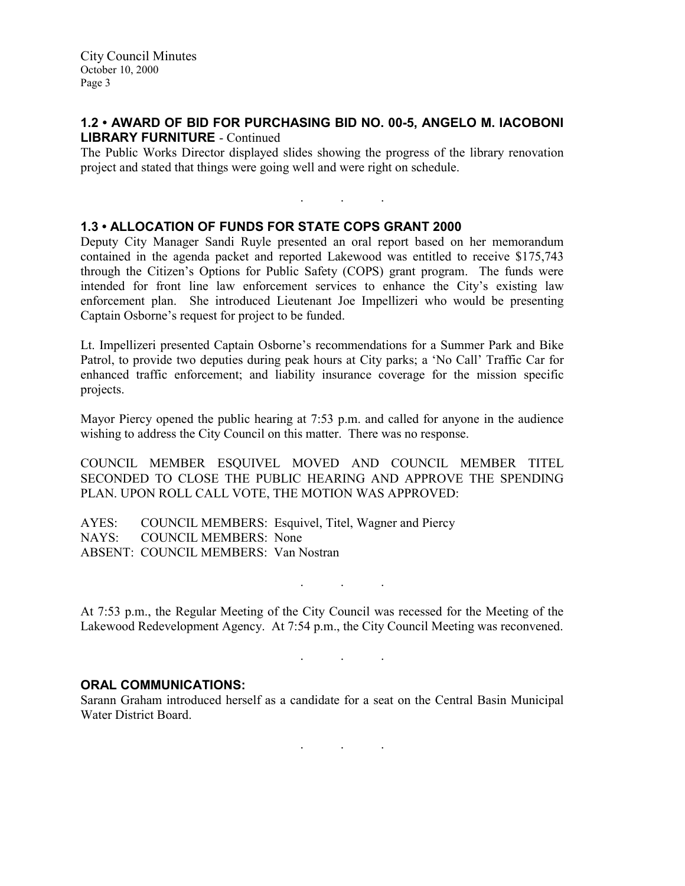### 1.2 • AWARD OF BID FOR PURCHASING BID NO. 00-5, ANGELO M. IACOBONI LIBRARY FURNITURE - Continued

The Public Works Director displayed slides showing the progress of the library renovation project and stated that things were going well and were right on schedule.

. . .

### 1.3 • ALLOCATION OF FUNDS FOR STATE COPS GRANT 2000

Deputy City Manager Sandi Ruyle presented an oral report based on her memorandum contained in the agenda packet and reported Lakewood was entitled to receive $175,743 through the Citizen's Options for Public Safety (COPS) grant program. The funds were intended for front line law enforcement services to enhance the City's existing law enforcement plan. She introduced Lieutenant Joe Impellizeri who would be presenting Captain Osborne's request for project to be funded.

Lt. Impellizeri presented Captain Osborne's recommendations for a Summer Park and Bike Patrol, to provide two deputies during peak hours at City parks; a 'No Call' Traffic Car for enhanced traffic enforcement; and liability insurance coverage for the mission specific projects.

Mayor Piercy opened the public hearing at 7:53 p.m. and called for anyone in the audience wishing to address the City Council on this matter. There was no response.

COUNCIL MEMBER ESQUIVEL MOVED AND COUNCIL MEMBER TITEL SECONDED TO CLOSE THE PUBLIC HEARING AND APPROVE THE SPENDING PLAN. UPON ROLL CALL VOTE, THE MOTION WAS APPROVED:

AYES: COUNCIL MEMBERS: Esquivel, Titel, Wagner and Piercy
NAYS: COUNCIL MEMBERS: None
ABSENT: COUNCIL MEMBERS: Van Nostran

. . .

At 7:53 p.m., the Regular Meeting of the City Council was recessed for the Meeting of the Lakewood Redevelopment Agency. At 7:54 p.m., the City Council Meeting was reconvened.

. . .

### ORAL COMMUNICATIONS:

Sarann Graham introduced herself as a candidate for a seat on the Central Basin Municipal Water District Board.

. . .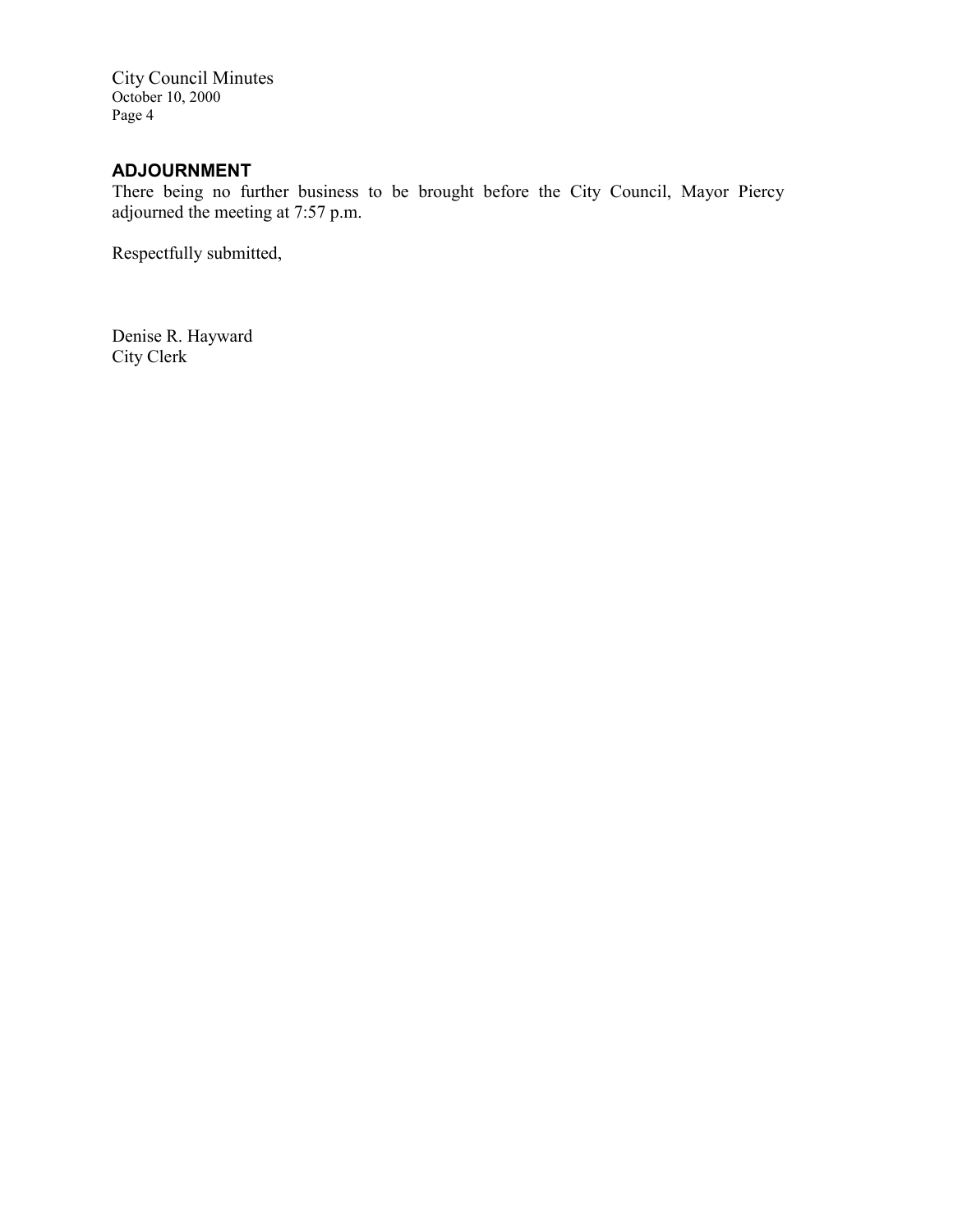## ADJOURNMENT

There being no further business to be brought before the City Council, Mayor Piercy adjourned the meeting at 7:57 p.m.

Respectfully submitted,

Denise R. Hayward
City Clerk